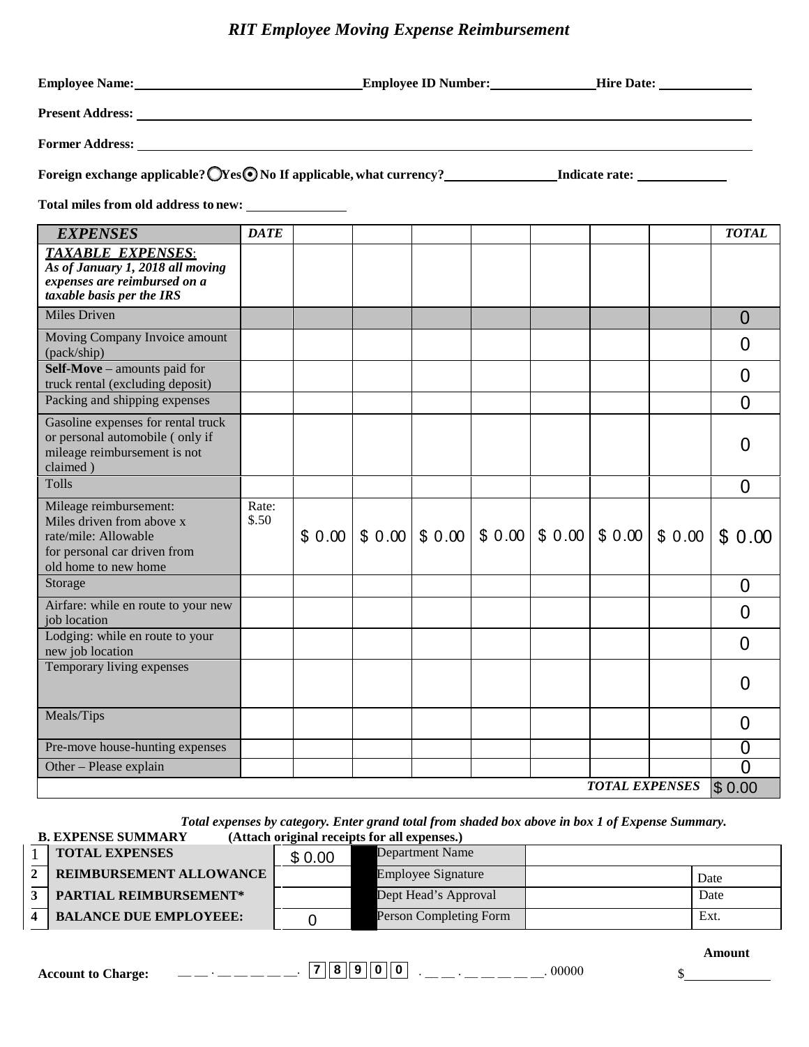# *RIT Employee Moving Expense Reimbursement*

**Employee Name:** ________________ **Employee ID Number:** ________________ **Hire Date:** ________________

**Present Address:** ________________

**Former Address:** ________________

**Foreign exchange applicable?** ○ Yes ◉ No **If applicable, what currency?** ________________ **Indicate rate:** ________________

**Total miles from old address to new:** ________________

| *EXPENSES* | *DATE* | | | | | | | | *TOTAL* |
|---|---|---|---|---|---|---|---|---|---|
| ***TAXABLE EXPENSES:*** *As of January 1, 2018 all moving expenses are reimbursed on a taxable basis per the IRS* | | | | | | | | | |
| Miles Driven | | | | | | | | | 0 |
| Moving Company Invoice amount (pack/ship) | | | | | | | | | 0 |
| **Self-Move** – amounts paid for truck rental (excluding deposit) | | | | | | | | | 0 |
| Packing and shipping expenses | | | | | | | | | 0 |
| Gasoline expenses for rental truck or personal automobile ( only if mileage reimbursement is not claimed ) | | | | | | | | | 0 |
| Tolls | | | | | | | | | 0 |
| Mileage reimbursement: Miles driven from above x rate/mile: Allowable for personal car driven from old home to new home | Rate: $.50 | $ 0.00 | $ 0.00 | $ 0.00 | $ 0.00 | $ 0.00 | $ 0.00 | $ 0.00 | $ 0.00 |
| Storage | | | | | | | | | 0 |
| Airfare: while en route to your new job location | | | | | | | | | 0 |
| Lodging: while en route to your new job location | | | | | | | | | 0 |
| Temporary living expenses | | | | | | | | | 0 |
| Meals/Tips | | | | | | | | | 0 |
| Pre-move house-hunting expenses | | | | | | | | | 0 |
| Other – Please explain | | | | | | | | | 0 |
| | | | | | | | | *TOTAL EXPENSES* | $ 0.00 |

***Total expenses by category. Enter grand total from shaded box above in box 1 of Expense Summary.***

**B. EXPENSE SUMMARY** **(Attach original receipts for all expenses.)**

| | | | | | |
|---|---|---|---|---|---|
| 1 | **TOTAL EXPENSES** | $ 0.00 | Department Name | | |
| 2 | **REIMBURSEMENT ALLOWANCE** | | Employee Signature | | Date |
| 3 | **PARTIAL REIMBURSEMENT*** | | Dept Head's Approval | | Date |
| 4 | **BALANCE DUE EMPLOYEEE:** | 0 | Person Completing Form | | Ext. |

**Account to Charge:** __ __ . __ __ __ __ __ . 7 8 9 0 0 . __ __ . __ __ __ __ __ . 00000

**Amount** $________________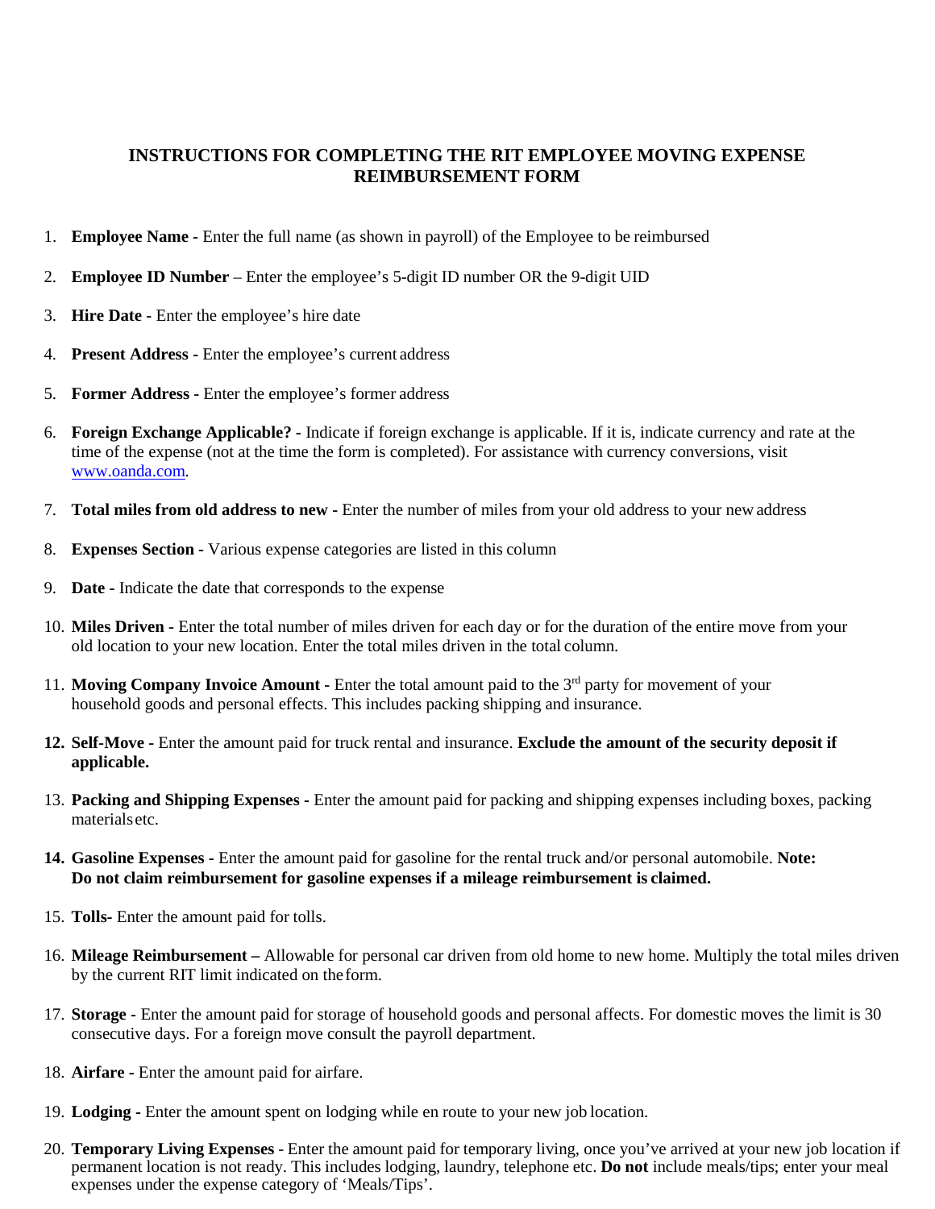## INSTRUCTIONS FOR COMPLETING THE RIT EMPLOYEE MOVING EXPENSE REIMBURSEMENT FORM

1. **Employee Name -** Enter the full name (as shown in payroll) of the Employee to be reimbursed
2. **Employee ID Number** – Enter the employee's 5-digit ID number OR the 9-digit UID
3. **Hire Date -** Enter the employee's hire date
4. **Present Address -** Enter the employee's current address
5. **Former Address -** Enter the employee's former address
6. **Foreign Exchange Applicable? -** Indicate if foreign exchange is applicable. If it is, indicate currency and rate at the time of the expense (not at the time the form is completed). For assistance with currency conversions, visit www.oanda.com.
7. **Total miles from old address to new -** Enter the number of miles from your old address to your new address
8. **Expenses Section -** Various expense categories are listed in this column
9. **Date -** Indicate the date that corresponds to the expense
10. **Miles Driven -** Enter the total number of miles driven for each day or for the duration of the entire move from your old location to your new location. Enter the total miles driven in the total column.
11. **Moving Company Invoice Amount -** Enter the total amount paid to the 3rd party for movement of your household goods and personal effects. This includes packing shipping and insurance.
12. **Self-Move -** Enter the amount paid for truck rental and insurance. **Exclude the amount of the security deposit if applicable.**
13. **Packing and Shipping Expenses -** Enter the amount paid for packing and shipping expenses including boxes, packing materials etc.
14. **Gasoline Expenses -** Enter the amount paid for gasoline for the rental truck and/or personal automobile. **Note: Do not claim reimbursement for gasoline expenses if a mileage reimbursement is claimed.**
15. **Tolls-** Enter the amount paid for tolls.
16. **Mileage Reimbursement –** Allowable for personal car driven from old home to new home. Multiply the total miles driven by the current RIT limit indicated on the form.
17. **Storage -** Enter the amount paid for storage of household goods and personal affects. For domestic moves the limit is 30 consecutive days. For a foreign move consult the payroll department.
18. **Airfare -** Enter the amount paid for airfare.
19. **Lodging -** Enter the amount spent on lodging while en route to your new job location.
20. **Temporary Living Expenses** - Enter the amount paid for temporary living, once you've arrived at your new job location if permanent location is not ready. This includes lodging, laundry, telephone etc. **Do not** include meals/tips; enter your meal expenses under the expense category of 'Meals/Tips'.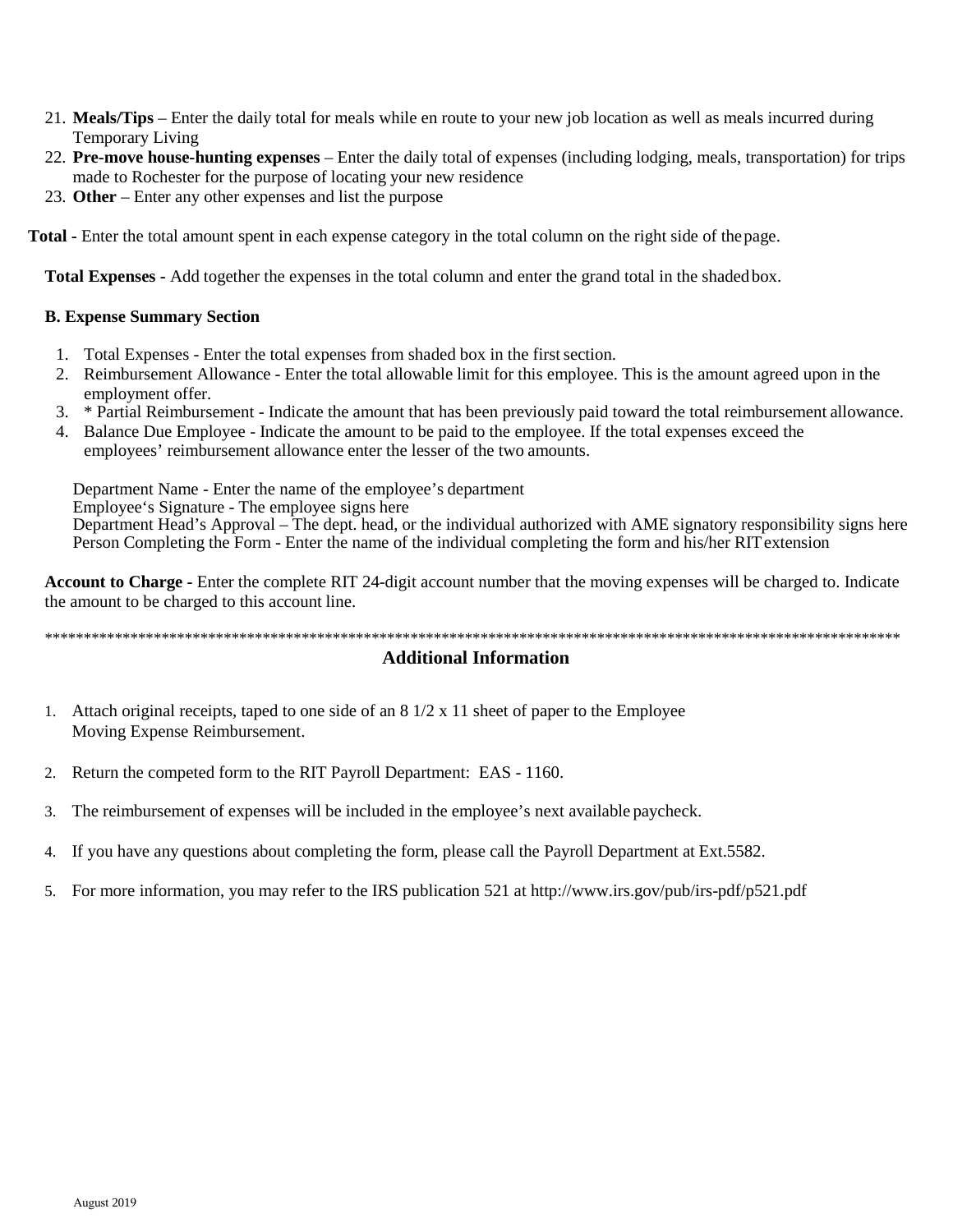21. **Meals/Tips** – Enter the daily total for meals while en route to your new job location as well as meals incurred during Temporary Living
22. **Pre-move house-hunting expenses** – Enter the daily total of expenses (including lodging, meals, transportation) for trips made to Rochester for the purpose of locating your new residence
23. **Other** – Enter any other expenses and list the purpose

**Total -** Enter the total amount spent in each expense category in the total column on the right side of the page.

**Total Expenses -** Add together the expenses in the total column and enter the grand total in the shaded box.

**B. Expense Summary Section**

1. Total Expenses - Enter the total expenses from shaded box in the first section.
2. Reimbursement Allowance - Enter the total allowable limit for this employee. This is the amount agreed upon in the employment offer.
3. * Partial Reimbursement - Indicate the amount that has been previously paid toward the total reimbursement allowance.
4. Balance Due Employee - Indicate the amount to be paid to the employee. If the total expenses exceed the employees' reimbursement allowance enter the lesser of the two amounts.

Department Name - Enter the name of the employee's department
Employee's Signature - The employee signs here
Department Head's Approval – The dept. head, or the individual authorized with AME signatory responsibility signs here
Person Completing the Form - Enter the name of the individual completing the form and his/her RIT extension

**Account to Charge -** Enter the complete RIT 24-digit account number that the moving expenses will be charged to. Indicate the amount to be charged to this account line.

****************************************************************************************************************

## Additional Information

1. Attach original receipts, taped to one side of an 8 1/2 x 11 sheet of paper to the Employee Moving Expense Reimbursement.
2. Return the competed form to the RIT Payroll Department: EAS - 1160.
3. The reimbursement of expenses will be included in the employee's next available paycheck.
4. If you have any questions about completing the form, please call the Payroll Department at Ext.5582.
5. For more information, you may refer to the IRS publication 521 at http://www.irs.gov/pub/irs-pdf/p521.pdf

August 2019